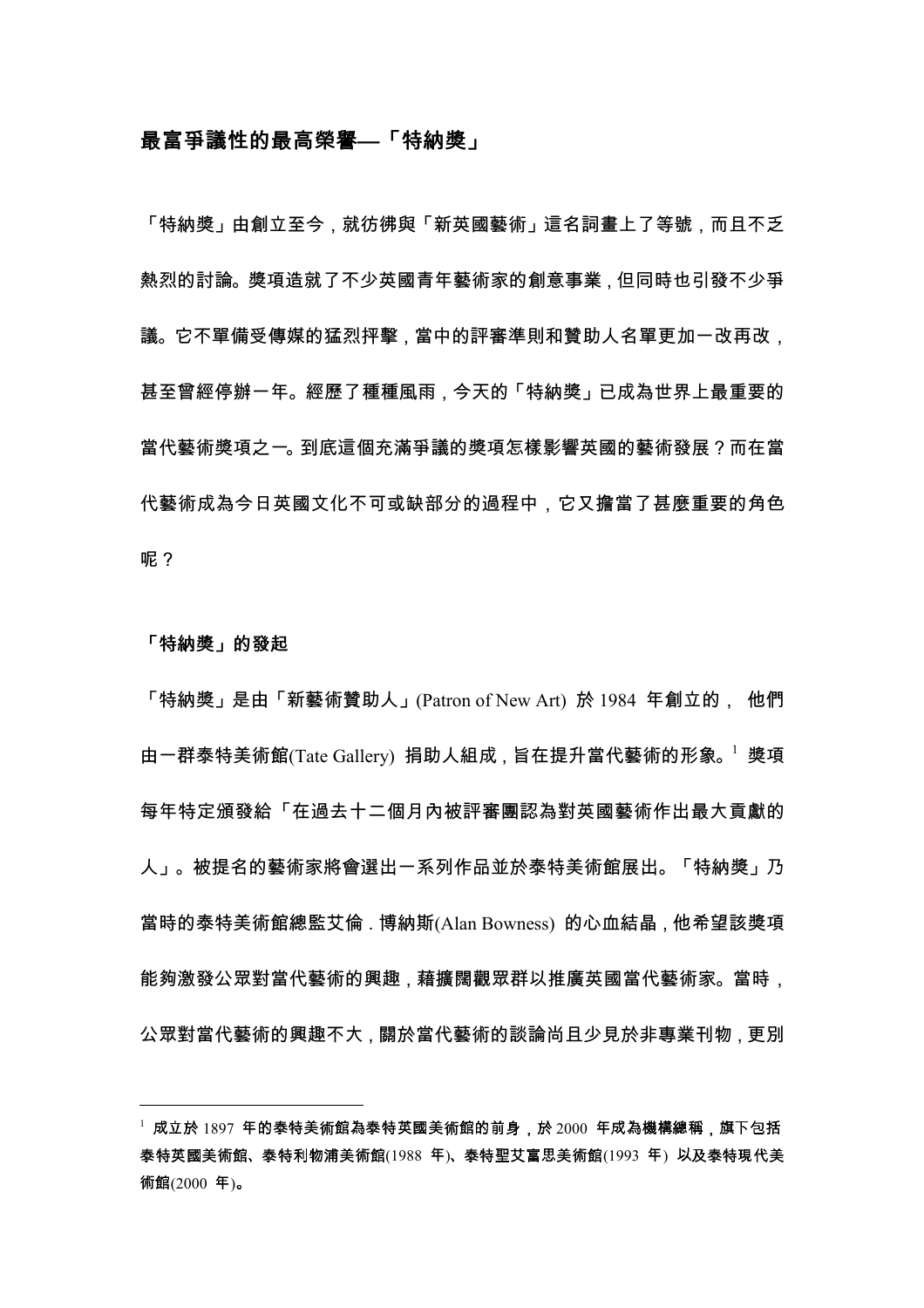# 最富爭議性的最高榮譽—「特納獎」

「特納獎」由創立至今，就彷彿與「新英國藝術」這名詞畫上了等號，而且不乏熱烈的討論。獎項造就了不少英國青年藝術家的創意事業，但同時也引發不少爭議。它不單備受傳媒的猛烈抨擊，當中的評審準則和贊助人名單更加一改再改，甚至曾經停辦一年。經歷了種種風雨，今天的「特納獎」已成為世界上最重要的當代藝術獎項之一。到底這個充滿爭議的獎項怎樣影響英國的藝術發展？而在當代藝術成為今日英國文化不可或缺部分的過程中，它又擔當了甚麼重要的角色呢？

## 「特納獎」的發起

「特納獎」是由「新藝術贊助人」(Patron of New Art) 於 1984 年創立的， 他們由一群泰特美術館(Tate Gallery) 捐助人組成，旨在提升當代藝術的形象。[1] 獎項每年特定頒發給「在過去十二個月內被評審團認為對英國藝術作出最大貢獻的人」。被提名的藝術家將會選出一系列作品並於泰特美術館展出。「特納獎」乃當時的泰特美術館總監艾倫．博納斯(Alan Bowness) 的心血結晶，他希望該獎項能夠激發公眾對當代藝術的興趣，藉擴闊觀眾群以推廣英國當代藝術家。當時，公眾對當代藝術的興趣不大，關於當代藝術的談論尚且少見於非專業刊物，更別

---

[1] 成立於 1897 年的泰特美術館為泰特英國美術館的前身，於 2000 年成為機構總稱，旗下包括泰特英國美術館、泰特利物浦美術館(1988 年)、泰特聖艾富思美術館(1993 年) 以及泰特現代美術館(2000 年)。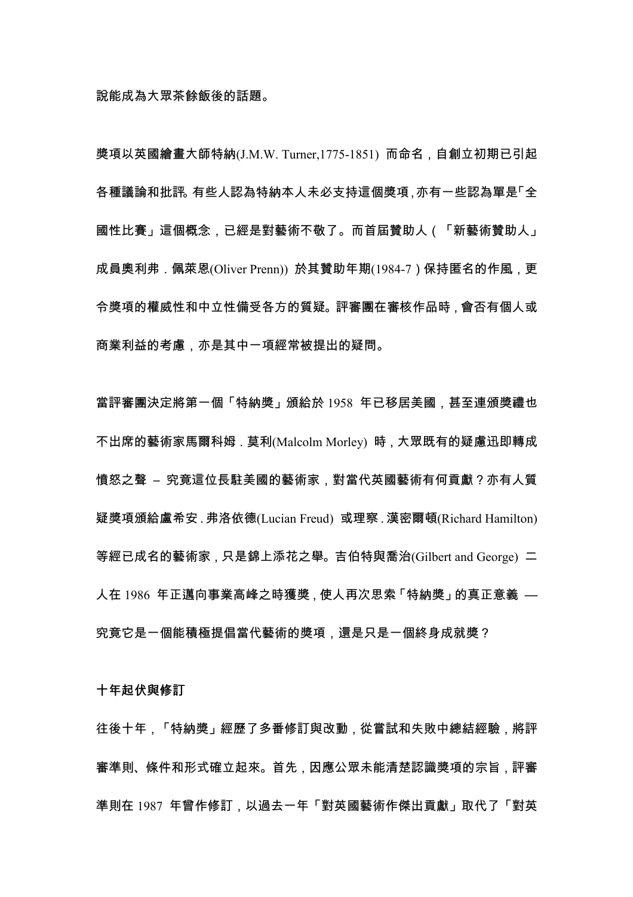說能成為大眾茶餘飯後的話題。

獎項以英國繪畫大師特納(J.M.W. Turner,1775-1851) 而命名，自創立初期已引起各種議論和批評。有些人認為特納本人未必支持這個獎項，亦有一些認為單是「全國性比賽」這個概念，已經是對藝術不敬了。而首屆贊助人（「新藝術贊助人」成員奧利弗．佩萊恩(Oliver Prenn)) 於其贊助年期(1984-7）保持匿名的作風，更令獎項的權威性和中立性備受各方的質疑。評審團在審核作品時，會否有個人或商業利益的考慮，亦是其中一項經常被提出的疑問。

當評審團決定將第一個「特納獎」頒給於 1958 年已移居美國，甚至連頒獎禮也不出席的藝術家馬爾科姆．莫利(Malcolm Morley) 時，大眾既有的疑慮迅即轉成憤怒之聲 – 究竟這位長駐美國的藝術家，對當代英國藝術有何貢獻？亦有人質疑獎項頒給盧希安．弗洛依德(Lucian Freud) 或理察．漢密爾頓(Richard Hamilton) 等經已成名的藝術家，只是錦上添花之舉。吉伯特與喬治(Gilbert and George) 二人在 1986 年正邁向事業高峰之時獲獎，使人再次思索「特納獎」的真正意義 — 究竟它是一個能積極提倡當代藝術的獎項，還是只是一個終身成就獎？

**十年起伏與修訂**

往後十年，「特納獎」經歷了多番修訂與改動，從嘗試和失敗中總結經驗，將評審準則、條件和形式確立起來。首先，因應公眾未能清楚認識獎項的宗旨，評審準則在 1987 年曾作修訂，以過去一年「對英國藝術作傑出貢獻」取代了「對英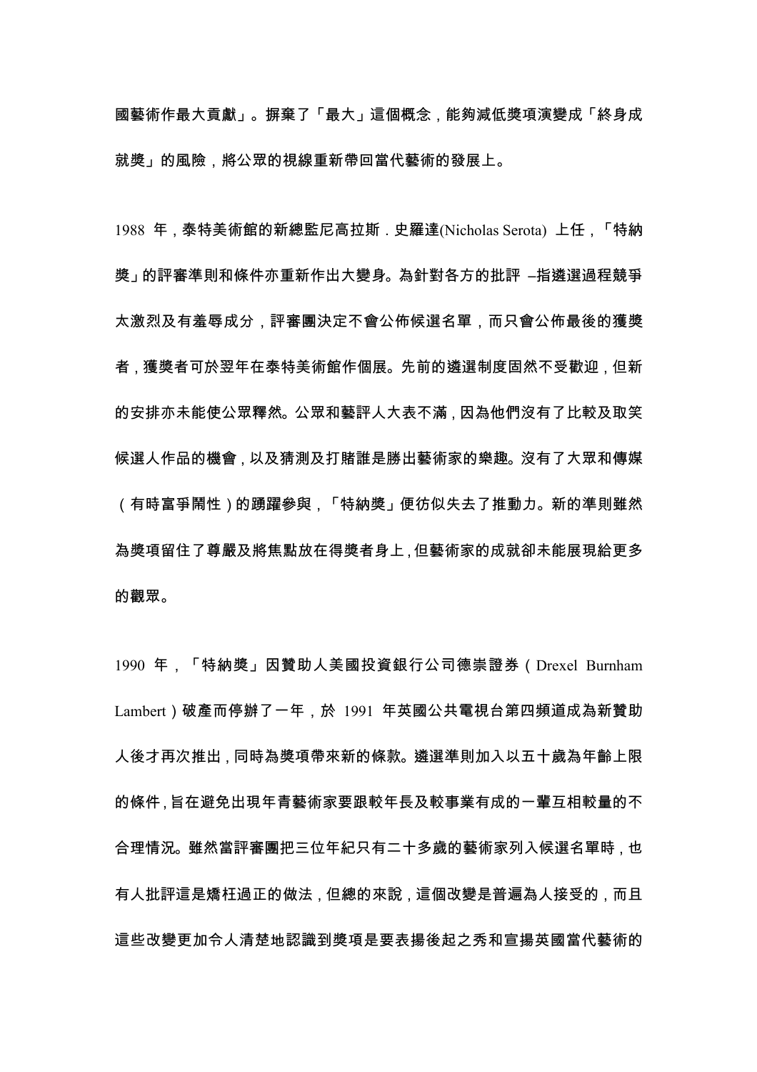國藝術作最大貢獻」。摒棄了「最大」這個概念，能夠減低獎項演變成「終身成就獎」的風險，將公眾的視線重新帶回當代藝術的發展上。

1988 年，泰特美術館的新總監尼高拉斯．史羅達(Nicholas Serota) 上任，「特納獎」的評審準則和條件亦重新作出大變身。為針對各方的批評 –指遴選過程競爭太激烈及有羞辱成分，評審團決定不會公佈候選名單，而只會公佈最後的獲獎者，獲獎者可於翌年在泰特美術館作個展。先前的遴選制度固然不受歡迎，但新的安排亦未能使公眾釋然。公眾和藝評人大表不滿，因為他們沒有了比較及取笑候選人作品的機會，以及猜測及打賭誰是勝出藝術家的樂趣。沒有了大眾和傳媒（有時富爭鬧性）的踴躍參與，「特納獎」便彷似失去了推動力。新的準則雖然為獎項留住了尊嚴及將焦點放在得獎者身上，但藝術家的成就卻未能展現給更多的觀眾。

1990 年，「特納獎」因贊助人美國投資銀行公司德崇證券（Drexel Burnham Lambert）破產而停辦了一年，於 1991 年英國公共電視台第四頻道成為新贊助人後才再次推出，同時為獎項帶來新的條款。遴選準則加入以五十歲為年齡上限的條件，旨在避免出現年青藝術家要跟較年長及較事業有成的一輩互相較量的不合理情況。雖然當評審團把三位年紀只有二十多歲的藝術家列入候選名單時，也有人批評這是矯枉過正的做法，但總的來說，這個改變是普遍為人接受的，而且這些改變更加令人清楚地認識到獎項是要表揚後起之秀和宣揚英國當代藝術的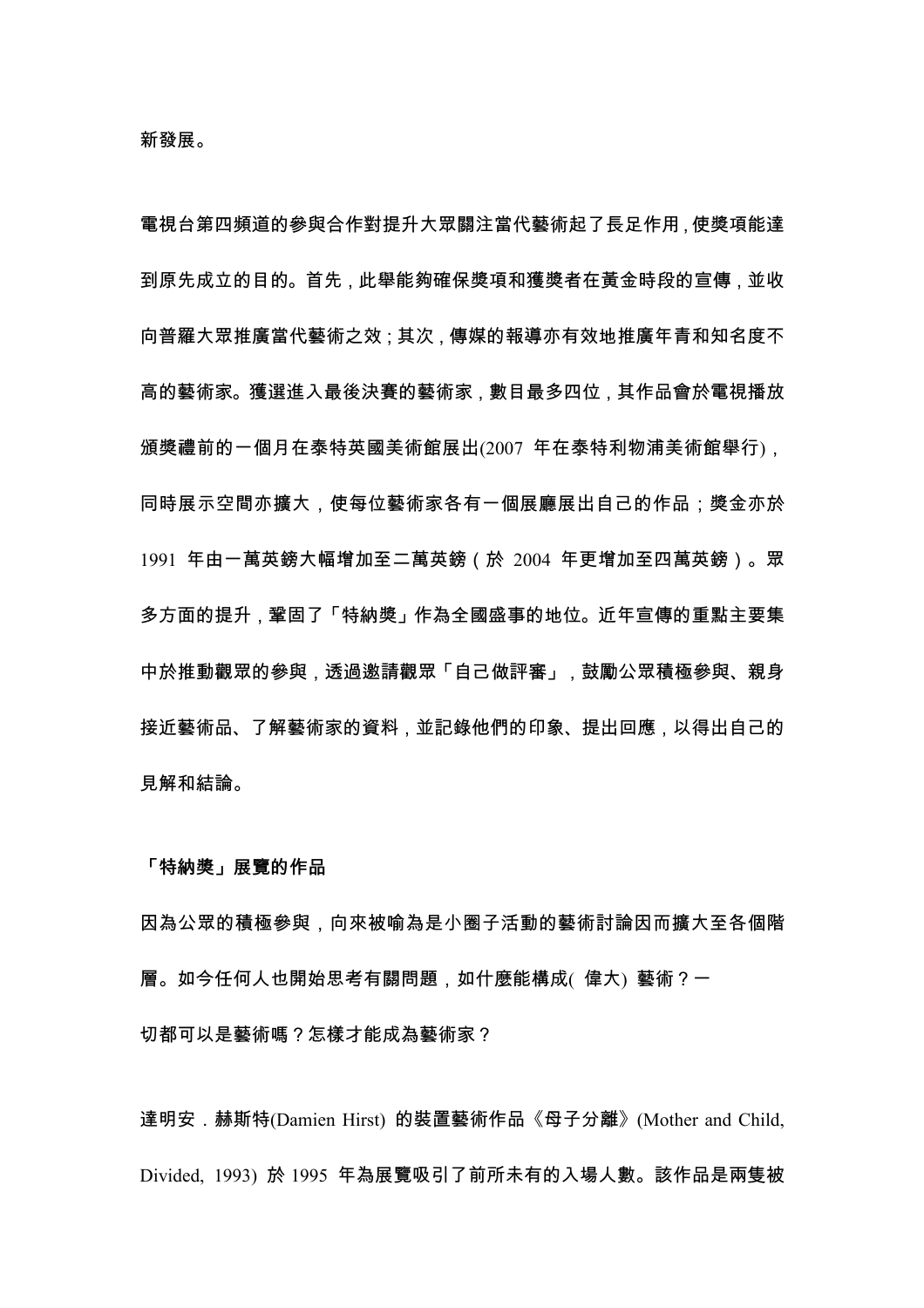新發展。

電視台第四頻道的參與合作對提升大眾關注當代藝術起了長足作用，使獎項能達到原先成立的目的。首先，此舉能夠確保獎項和獲獎者在黃金時段的宣傳，並收向普羅大眾推廣當代藝術之效；其次，傳媒的報導亦有效地推廣年青和知名度不高的藝術家。獲選進入最後決賽的藝術家，數目最多四位，其作品會於電視播放頒獎禮前的一個月在泰特英國美術館展出(2007 年在泰特利物浦美術館舉行)，同時展示空間亦擴大，使每位藝術家各有一個展廳展出自己的作品；獎金亦於 1991 年由一萬英鎊大幅增加至二萬英鎊（於 2004 年更增加至四萬英鎊）。眾多方面的提升，鞏固了「特納獎」作為全國盛事的地位。近年宣傳的重點主要集中於推動觀眾的參與，透過邀請觀眾「自己做評審」，鼓勵公眾積極參與、親身接近藝術品、了解藝術家的資料，並記錄他們的印象、提出回應，以得出自己的見解和結論。

**「特納獎」展覽的作品**

因為公眾的積極參與，向來被喻為是小圈子活動的藝術討論因而擴大至各個階層。如今任何人也開始思考有關問題，如什麼能構成( 偉大) 藝術？一切都可以是藝術嗎？怎樣才能成為藝術家？

達明安．赫斯特(Damien Hirst) 的裝置藝術作品《母子分離》(Mother and Child, Divided, 1993) 於 1995 年為展覽吸引了前所未有的入場人數。該作品是兩隻被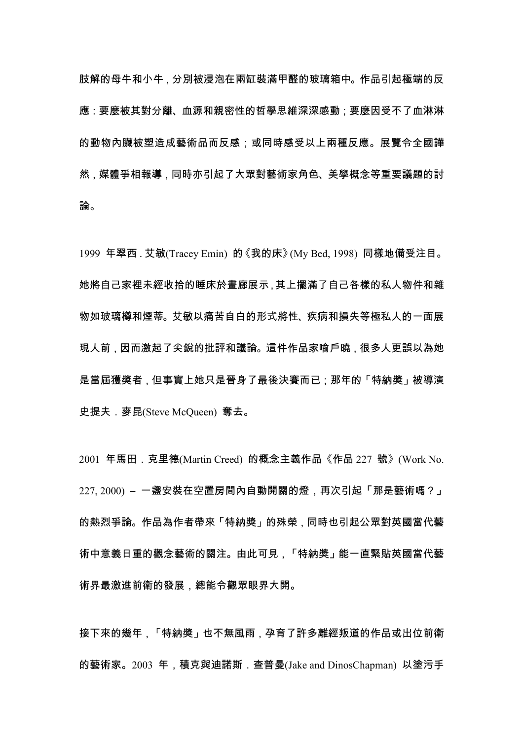肢解的母牛和小牛，分別被浸泡在兩缸裝滿甲醛的玻璃箱中。作品引起極端的反應：要麼被其對分離、血源和親密性的哲學思維深深感動；要麼因受不了血淋淋的動物內臟被塑造成藝術品而反感；或同時感受以上兩種反應。展覽令全國譁然，媒體爭相報導，同時亦引起了大眾對藝術家角色、美學概念等重要議題的討論。

1999 年翠西．艾敏(Tracey Emin) 的《我的床》(My Bed, 1998) 同樣地備受注目。她將自己家裡未經收拾的睡床於畫廊展示，其上擺滿了自己各樣的私人物件和雜物如玻璃樽和煙蒂。艾敏以痛苦自白的形式將性、疾病和損失等極私人的一面展現人前，因而激起了尖銳的批評和議論。這件作品家喻戶曉，很多人更誤以為她是當屆獲獎者，但事實上她只是晉身了最後決賽而已；那年的「特納獎」被導演史提夫．麥昆(Steve McQueen) 奪去。

2001 年馬田．克里德(Martin Creed) 的概念主義作品《作品 227 號》(Work No. 227, 2000) – 一盞安裝在空置房間內自動開關的燈，再次引起「那是藝術嗎？」的熱烈爭論。作品為作者帶來「特納獎」的殊榮，同時也引起公眾對英國當代藝術中意義日重的觀念藝術的關注。由此可見，「特納獎」能一直緊貼英國當代藝術界最激進前衛的發展，總能令觀眾眼界大開。

接下來的幾年，「特納獎」也不無風雨，孕育了許多離經叛道的作品或出位前衛的藝術家。2003 年，積克與迪諾斯．查普曼(Jake and DinosChapman) 以塗污手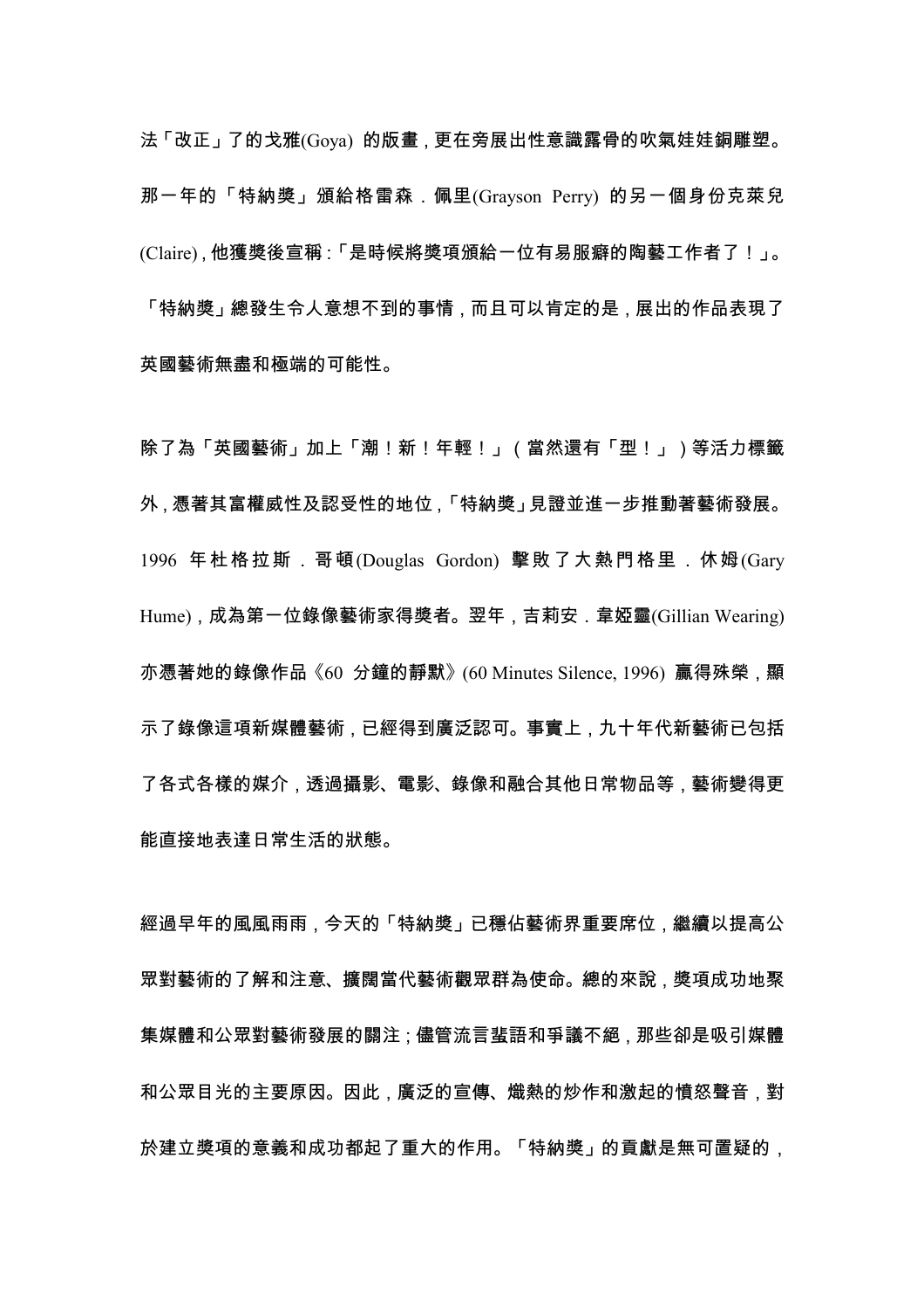法「改正」了的戈雅(Goya) 的版畫，更在旁展出性意識露骨的吹氣娃娃銅雕塑。那一年的「特納獎」頒給格雷森．佩里(Grayson Perry) 的另一個身份克萊兒(Claire)，他獲獎後宣稱：「是時候將獎項頒給一位有易服癖的陶藝工作者了！」。「特納獎」總發生令人意想不到的事情，而且可以肯定的是，展出的作品表現了英國藝術無盡和極端的可能性。

除了為「英國藝術」加上「潮！新！年輕！」（當然還有「型！」）等活力標籤外，憑著其富權威性及認受性的地位，「特納獎」見證並進一步推動著藝術發展。1996 年杜格拉斯．哥頓(Douglas Gordon) 擊敗了大熱門格里．休姆(Gary Hume)，成為第一位錄像藝術家得獎者。翌年，吉莉安．韋婭靈(Gillian Wearing) 亦憑著她的錄像作品《60 分鐘的靜默》(60 Minutes Silence, 1996) 贏得殊榮，顯示了錄像這項新媒體藝術，已經得到廣泛認可。事實上，九十年代新藝術已包括了各式各樣的媒介，透過攝影、電影、錄像和融合其他日常物品等，藝術變得更能直接地表達日常生活的狀態。

經過早年的風風雨雨，今天的「特納獎」已穩佔藝術界重要席位，繼續以提高公眾對藝術的了解和注意、擴闊當代藝術觀眾群為使命。總的來說，獎項成功地聚集媒體和公眾對藝術發展的關注；儘管流言蜚語和爭議不絕，那些卻是吸引媒體和公眾目光的主要原因。因此，廣泛的宣傳、熾熱的炒作和激起的憤怒聲音，對於建立獎項的意義和成功都起了重大的作用。「特納獎」的貢獻是無可置疑的，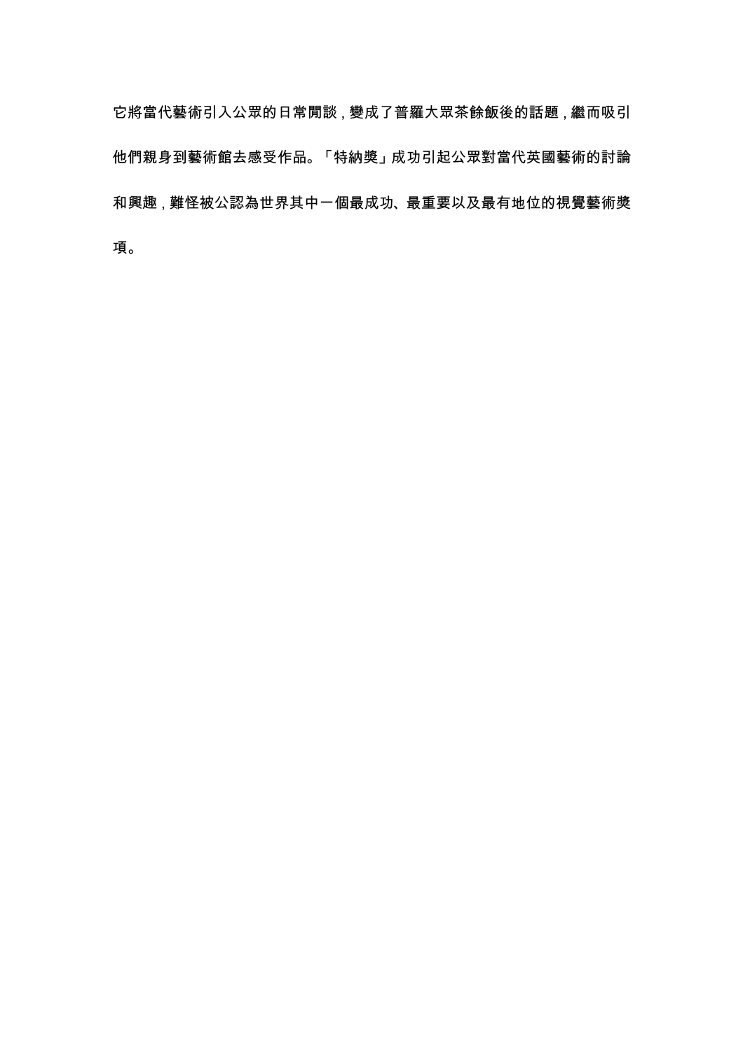它將當代藝術引入公眾的日常閒談，變成了普羅大眾茶餘飯後的話題，繼而吸引他們親身到藝術館去感受作品。「特納獎」成功引起公眾對當代英國藝術的討論和興趣，難怪被公認為世界其中一個最成功、最重要以及最有地位的視覺藝術獎項。